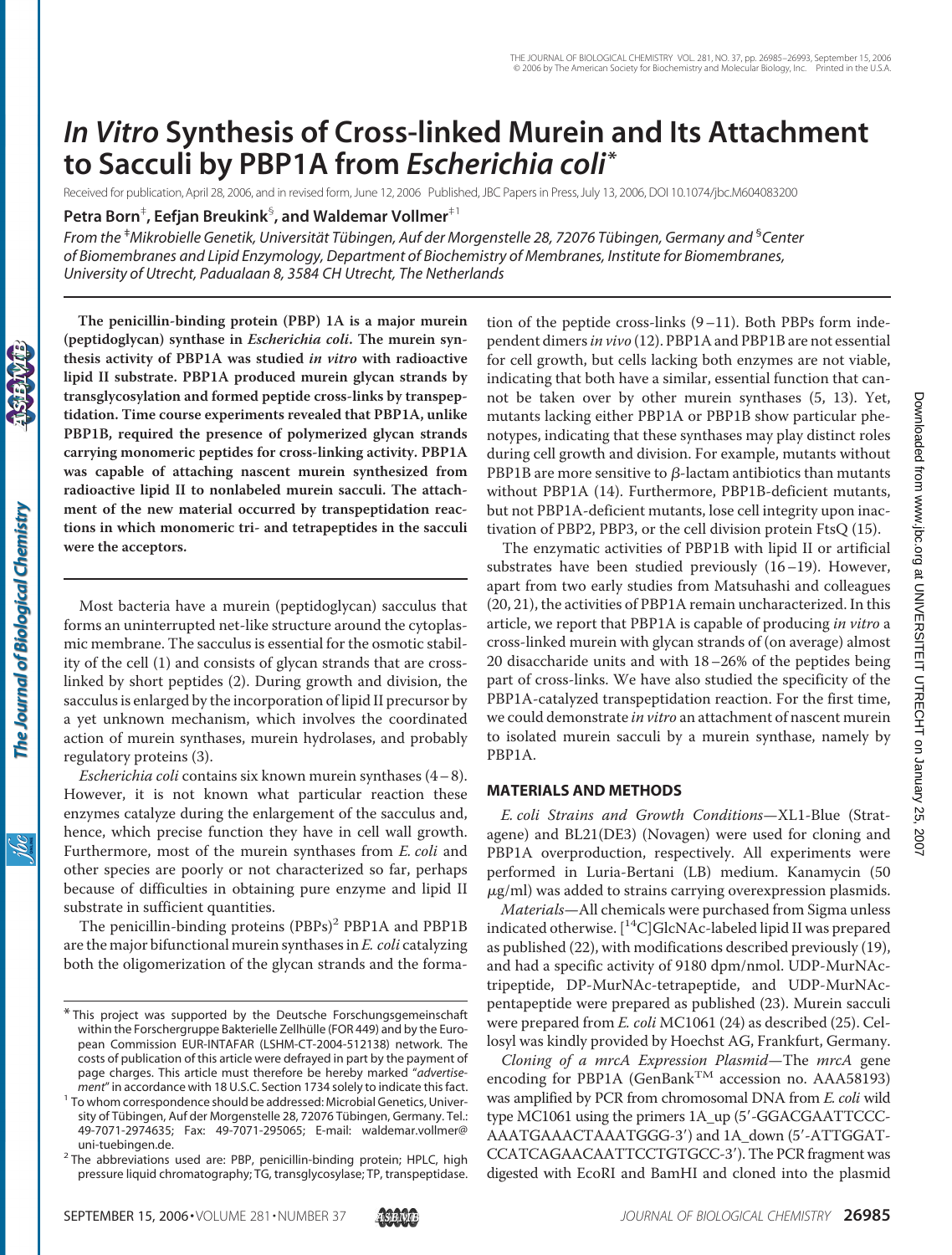# *In Vitro* Synthesis of Cross-linked Murein and Its Attachment to Sacculi by PBP1A from *Escherichia coli**

Received for publication, April 28, 2006, and in revised form, June 12, 2006 Published, JBC Papers in Press, July 13, 2006, DOI 10.1074/jbc.M604083200

**Petra Born[‡], Eefjan Breukink[§], and Waldemar Vollmer[‡1]**

*From the [‡]Mikrobielle Genetik, Universität Tübingen, Auf der Morgenstelle 28, 72076 Tübingen, Germany and [§]Center of Biomembranes and Lipid Enzymology, Department of Biochemistry of Membranes, Institute for Biomembranes, University of Utrecht, Padualaan 8, 3584 CH Utrecht, The Netherlands*

**The penicillin-binding protein (PBP) 1A is a major murein (peptidoglycan) synthase in *Escherichia coli*. The murein synthesis activity of PBP1A was studied *in vitro* with radioactive lipid II substrate. PBP1A produced murein glycan strands by transglycosylation and formed peptide cross-links by transpeptidation. Time course experiments revealed that PBP1A, unlike PBP1B, required the presence of polymerized glycan strands carrying monomeric peptides for cross-linking activity. PBP1A was capable of attaching nascent murein synthesized from radioactive lipid II to nonlabeled murein sacculi. The attachment of the new material occurred by transpeptidation reactions in which monomeric tri- and tetrapeptides in the sacculi were the acceptors.**

Most bacteria have a murein (peptidoglycan) sacculus that forms an uninterrupted net-like structure around the cytoplasmic membrane. The sacculus is essential for the osmotic stability of the cell (1) and consists of glycan strands that are cross-linked by short peptides (2). During growth and division, the sacculus is enlarged by the incorporation of lipid II precursor by a yet unknown mechanism, which involves the coordinated action of murein synthases, murein hydrolases, and probably regulatory proteins (3).

*Escherichia coli* contains six known murein synthases (4–8). However, it is not known what particular reaction these enzymes catalyze during the enlargement of the sacculus and, hence, which precise function they have in cell wall growth. Furthermore, most of the murein synthases from *E. coli* and other species are poorly or not characterized so far, perhaps because of difficulties in obtaining pure enzyme and lipid II substrate in sufficient quantities.

The penicillin-binding proteins (PBPs)[2] PBP1A and PBP1B are the major bifunctional murein synthases in *E. coli* catalyzing both the oligomerization of the glycan strands and the formation of the peptide cross-links (9–11). Both PBPs form independent dimers *in vivo* (12). PBP1A and PBP1B are not essential for cell growth, but cells lacking both enzymes are not viable, indicating that both have a similar, essential function that cannot be taken over by other murein synthases (5, 13). Yet, mutants lacking either PBP1A or PBP1B show particular phenotypes, indicating that these synthases may play distinct roles during cell growth and division. For example, mutants without PBP1B are more sensitive to β-lactam antibiotics than mutants without PBP1A (14). Furthermore, PBP1B-deficient mutants, but not PBP1A-deficient mutants, lose cell integrity upon inactivation of PBP2, PBP3, or the cell division protein FtsQ (15).

The enzymatic activities of PBP1B with lipid II or artificial substrates have been studied previously (16–19). However, apart from two early studies from Matsuhashi and colleagues (20, 21), the activities of PBP1A remain uncharacterized. In this article, we report that PBP1A is capable of producing *in vitro* a cross-linked murein with glycan strands of (on average) almost 20 disaccharide units and with 18–26% of the peptides being part of cross-links. We have also studied the specificity of the PBP1A-catalyzed transpeptidation reaction. For the first time, we could demonstrate *in vitro* an attachment of nascent murein to isolated murein sacculi by a murein synthase, namely by PBP1A.

## MATERIALS AND METHODS

*E. coli Strains and Growth Conditions*—XL1-Blue (Stratagene) and BL21(DE3) (Novagen) were used for cloning and PBP1A overproduction, respectively. All experiments were performed in Luria-Bertani (LB) medium. Kanamycin (50 μg/ml) was added to strains carrying overexpression plasmids.

*Materials*—All chemicals were purchased from Sigma unless indicated otherwise. [$^{14}$C]GlcNAc-labeled lipid II was prepared as published (22), with modifications described previously (19), and had a specific activity of 9180 dpm/nmol. UDP-MurNAc-tripeptide, DP-MurNAc-tetrapeptide, and UDP-MurNAc-pentapeptide were prepared as published (23). Murein sacculi were prepared from *E. coli* MC1061 (24) as described (25). Cellosyl was kindly provided by Hoechst AG, Frankfurt, Germany.

*Cloning of a mrcA Expression Plasmid*—The *mrcA* gene encoding for PBP1A (GenBank™ accession no. AAA58193) was amplified by PCR from chromosomal DNA from *E. coli* wild type MC1061 using the primers 1A_up (5′-GGACGAATTCCCAAATGAAACTAAATGGG-3′) and 1A_down (5′-ATTGGATCCATCAGAACAATTCCTGTGCC-3′). The PCR fragment was digested with EcoRI and BamHI and cloned into the plasmid

---

* This project was supported by the Deutsche Forschungsgemeinschaft within the Forschergruppe Bakterielle Zellhülle (FOR 449) and by the European Commission EUR-INTAFAR (LSHM-CT-2004-512138) network. The costs of publication of this article were defrayed in part by the payment of page charges. This article must therefore be hereby marked "*advertisement*" in accordance with 18 U.S.C. Section 1734 solely to indicate this fact.

[1] To whom correspondence should be addressed: Microbial Genetics, University of Tübingen, Auf der Morgenstelle 28, 72076 Tübingen, Germany. Tel.: 49-7071-2974635; Fax: 49-7071-295065; E-mail: waldemar.vollmer@uni-tuebingen.de.

[2] The abbreviations used are: PBP, penicillin-binding protein; HPLC, high pressure liquid chromatography; TG, transglycosylase; TP, transpeptidase.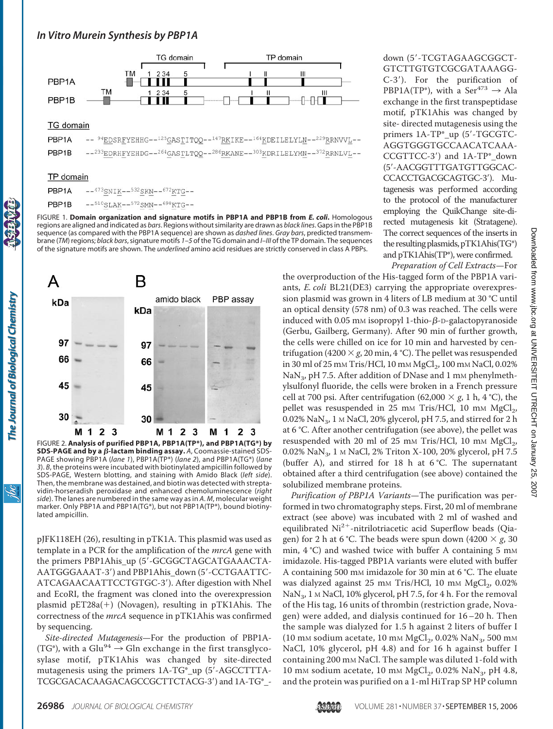FIGURE 1. **Domain organization and signature motifs in PBP1A and PBP1B from *E. coli*.** Homologous regions are aligned and indicated as *bars*. Regions without similarity are drawn as *black lines*. Gaps in the PBP1B sequence (as compared with the PBP1A sequence) are shown as *dashed lines*. *Gray bars*, predicted transmembrane (*TM*) regions; *black bars*, signature motifs *1–5* of the TG domain and *I–III* of the TP domain. The sequences of the signature motifs are shown. The *underlined* amino acid residues are strictly conserved in class A PBPs.

FIGURE 2. **Analysis of purified PBP1A, PBP1A(TP*), and PBP1A(TG*) by SDS-PAGE and by a β-lactam binding assay.** *A*, Coomassie-stained SDS-PAGE showing PBP1A (*lane 1*), PBP1A(TP*) (*lane 2*), and PBP1A(TG*) (*lane 3*). *B*, the proteins were incubated with biotinylated ampicillin followed by SDS-PAGE, Western blotting, and staining with Amido Black (*left side*). Then, the membrane was destained, and biotin was detected with streptavidin-horseradish peroxidase and enhanced chemoluminescence (*right side*). The lanes are numbered in the same way as in *A*. *M*, molecular weight marker. Only PBP1A and PBP1A(TG*), but not PBP1A(TP*), bound biotinylated ampicillin.

pJFK118EH (26), resulting in pTK1A. This plasmid was used as template in a PCR for the amplification of the *mrcA* gene with the primers PBP1Ahis_up (5′-GCGGCTAGCATGAAACTA-AATGGGAAAT-3′) and PBP1Ahis_down (5′-CCTGAATTC-ATCAGAACAATTCCTGTGC-3′). After digestion with NheI and EcoRI, the fragment was cloned into the overexpression plasmid pET28a(+) (Novagen), resulting in pTK1Ahis. The correctness of the *mrcA* sequence in pTK1Ahis was confirmed by sequencing.

*Site-directed Mutagenesis*—For the production of PBP1A-(TG*), with a $Glu^{94} \rightarrow Gln$ exchange in the first transglycosylase motif, pTK1Ahis was changed by site-directed mutagenesis using the primers 1A-TG*_up (5′-AGCCTTTA-TCGCGACACAAGACAGCCGCTTCTACG-3′) and 1A-TG*_down (5′-TCGTAGAAGCGGCT-GTCTTGTGTCGCGATAAAGG-C-3′). For the purification of PBP1A(TP*), with a $Ser^{473} \rightarrow Ala$ exchange in the first transpeptidase motif, pTK1Ahis was changed by site-directed mutagenesis using the primers 1A-TP*_up (5′-TGCGTC-AGGTGGGTGCCAACATCAAA-CCGTTCC-3′) and 1A-TP*_down (5′-AACGGTTTGATGTTGGCAC-CCACCTGACGCAGTGC-3′). Mutagenesis was performed according to the protocol of the manufacturer employing the QuikChange site-directed mutagenesis kit (Stratagene). The correct sequences of the inserts in the resulting plasmids, pTK1Ahis(TG*) and pTK1Ahis(TP*), were confirmed.

*Preparation of Cell Extracts*—For the overproduction of the His-tagged form of the PBP1A variants, *E. coli* BL21(DE3) carrying the appropriate overexpression plasmid was grown in 4 liters of LB medium at 30 °C until an optical density (578 nm) of 0.3 was reached. The cells were induced with 0.05 mM isopropyl 1-thio-β-D-galactopyranoside (Gerbu, Gailberg, Germany). After 90 min of further growth, the cells were chilled on ice for 10 min and harvested by centrifugation (4200 × *g*, 20 min, 4 °C). The pellet was resuspended in 30 ml of 25 mM Tris/HCl, 10 mM $MgCl_2$, 100 mM NaCl, 0.02% $NaN_3$, pH 7.5. After addition of DNase and 1 mM phenylmethylsulfonyl fluoride, the cells were broken in a French pressure cell at 700 psi. After centrifugation (62,000 × *g*, 1 h, 4 °C), the pellet was resuspended in 25 mM Tris/HCl, 10 mM $MgCl_2$, 0.02% $NaN_3$, 1 M NaCl, 20% glycerol, pH 7.5, and stirred for 2 h at 6 °C. After another centrifugation (see above), the pellet was resuspended with 20 ml of 25 mM Tris/HCl, 10 mM $MgCl_2$, 0.02% $NaN_3$, 1 M NaCl, 2% Triton X-100, 20% glycerol, pH 7.5 (buffer A), and stirred for 18 h at 6 °C. The supernatant obtained after a third centrifugation (see above) contained the solubilized membrane proteins.

*Purification of PBP1A Variants*—The purification was performed in two chromatography steps. First, 20 ml of membrane extract (see above) was incubated with 2 ml of washed and equilibrated $Ni^{2+}$-nitrilotriacetic acid Superflow beads (Qiagen) for 2 h at 6 °C. The beads were spun down (4200 × *g*, 30 min, 4 °C) and washed twice with buffer A containing 5 mM imidazole. His-tagged PBP1A variants were eluted with buffer A containing 500 mM imidazole for 30 min at 6 °C. The eluate was dialyzed against 25 mM Tris/HCl, 10 mM $MgCl_2$, 0.02% $NaN_3$, 1 M NaCl, 10% glycerol, pH 7.5, for 4 h. For the removal of the His tag, 16 units of thrombin (restriction grade, Novagen) were added, and dialysis continued for 16–20 h. Then the sample was dialyzed for 1.5 h against 2 liters of buffer I (10 mM sodium acetate, 10 mM $MgCl_2$, 0.02% $NaN_3$, 500 mM NaCl, 10% glycerol, pH 4.8) and for 16 h against buffer I containing 200 mM NaCl. The sample was diluted 1-fold with 10 mM sodium acetate, 10 mM $MgCl_2$, 0.02% $NaN_3$, pH 4.8, and the protein was purified on a 1-ml HiTrap SP HP column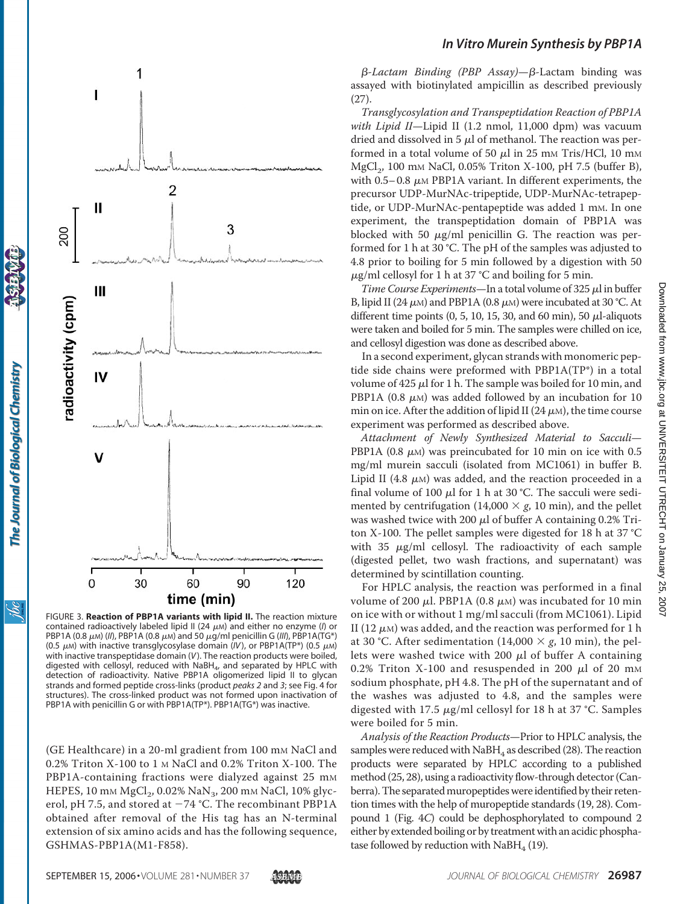FIGURE 3. **Reaction of PBP1A variants with lipid II.** The reaction mixture contained radioactively labeled lipid II (24 μM) and either no enzyme (*I*) or PBP1A (0.8 μM) (*II*), PBP1A (0.8 μM) and 50 μg/ml penicillin G (*III*), PBP1A(TG*) (0.5 μM) with inactive transglycosylase domain (*IV*), or PBP1A(TP*) (0.5 μM) with inactive transpeptidase domain (*V*). The reaction products were boiled, digested with cellosyl, reduced with $NaBH_4$, and separated by HPLC with detection of radioactivity. Native PBP1A oligomerized lipid II to glycan strands and formed peptide cross-links (product *peaks 2* and *3*; see Fig. 4 for structures). The cross-linked product was not formed upon inactivation of PBP1A with penicillin G or with PBP1A(TP*). PBP1A(TG*) was inactive.

(GE Healthcare) in a 20-ml gradient from 100 mM NaCl and 0.2% Triton X-100 to 1 M NaCl and 0.2% Triton X-100. The PBP1A-containing fractions were dialyzed against 25 mM HEPES, 10 mM $MgCl_2$, 0.02% $NaN_3$, 200 mM NaCl, 10% glycerol, pH 7.5, and stored at −74 °C. The recombinant PBP1A obtained after removal of the His tag has an N-terminal extension of six amino acids and has the following sequence, GSHMAS-PBP1A(M1-F858).

*β-Lactam Binding (PBP Assay)*—β-Lactam binding was assayed with biotinylated ampicillin as described previously (27).

*Transglycosylation and Transpeptidation Reaction of PBP1A with Lipid II*—Lipid II (1.2 nmol, 11,000 dpm) was vacuum dried and dissolved in 5 μl of methanol. The reaction was performed in a total volume of 50 μl in 25 mM Tris/HCl, 10 mM $MgCl_2$, 100 mM NaCl, 0.05% Triton X-100, pH 7.5 (buffer B), with 0.5–0.8 μM PBP1A variant. In different experiments, the precursor UDP-MurNAc-tripeptide, UDP-MurNAc-tetrapeptide, or UDP-MurNAc-pentapeptide was added 1 mM. In one experiment, the transpeptidation domain of PBP1A was blocked with 50 μg/ml penicillin G. The reaction was performed for 1 h at 30 °C. The pH of the samples was adjusted to 4.8 prior to boiling for 5 min followed by a digestion with 50 μg/ml cellosyl for 1 h at 37 °C and boiling for 5 min.

*Time Course Experiments*—In a total volume of 325 μl in buffer B, lipid II (24 μM) and PBP1A (0.8 μM) were incubated at 30 °C. At different time points (0, 5, 10, 15, 30, and 60 min), 50 μl-aliquots were taken and boiled for 5 min. The samples were chilled on ice, and cellosyl digestion was done as described above.

In a second experiment, glycan strands with monomeric peptide side chains were preformed with PBP1A(TP*) in a total volume of 425 μl for 1 h. The sample was boiled for 10 min, and PBP1A (0.8 μM) was added followed by an incubation for 10 min on ice. After the addition of lipid II (24 μM), the time course experiment was performed as described above.

*Attachment of Newly Synthesized Material to Sacculi*—PBP1A (0.8 μM) was preincubated for 10 min on ice with 0.5 mg/ml murein sacculi (isolated from MC1061) in buffer B. Lipid II (4.8 μM) was added, and the reaction proceeded in a final volume of 100 μl for 1 h at 30 °C. The sacculi were sedimented by centrifugation (14,000 × *g*, 10 min), and the pellet was washed twice with 200 μl of buffer A containing 0.2% Triton X-100. The pellet samples were digested for 18 h at 37 °C with 35 μg/ml cellosyl. The radioactivity of each sample (digested pellet, two wash fractions, and supernatant) was determined by scintillation counting.

For HPLC analysis, the reaction was performed in a final volume of 200 μl. PBP1A (0.8 μM) was incubated for 10 min on ice with or without 1 mg/ml sacculi (from MC1061). Lipid II (12 μM) was added, and the reaction was performed for 1 h at 30 °C. After sedimentation (14,000 × *g*, 10 min), the pellets were washed twice with 200 μl of buffer A containing 0.2% Triton X-100 and resuspended in 200 μl of 20 mM sodium phosphate, pH 4.8. The pH of the supernatant and of the washes was adjusted to 4.8, and the samples were digested with 17.5 μg/ml cellosyl for 18 h at 37 °C. Samples were boiled for 5 min.

*Analysis of the Reaction Products*—Prior to HPLC analysis, the samples were reduced with $NaBH_4$ as described (28). The reaction products were separated by HPLC according to a published method (25, 28), using a radioactivity flow-through detector (Canberra). The separated muropeptides were identified by their retention times with the help of muropeptide standards (19, 28). Compound 1 (Fig. 4*C*) could be dephosphorylated to compound 2 either by extended boiling or by treatment with an acidic phosphatase followed by reduction with $NaBH_4$ (19).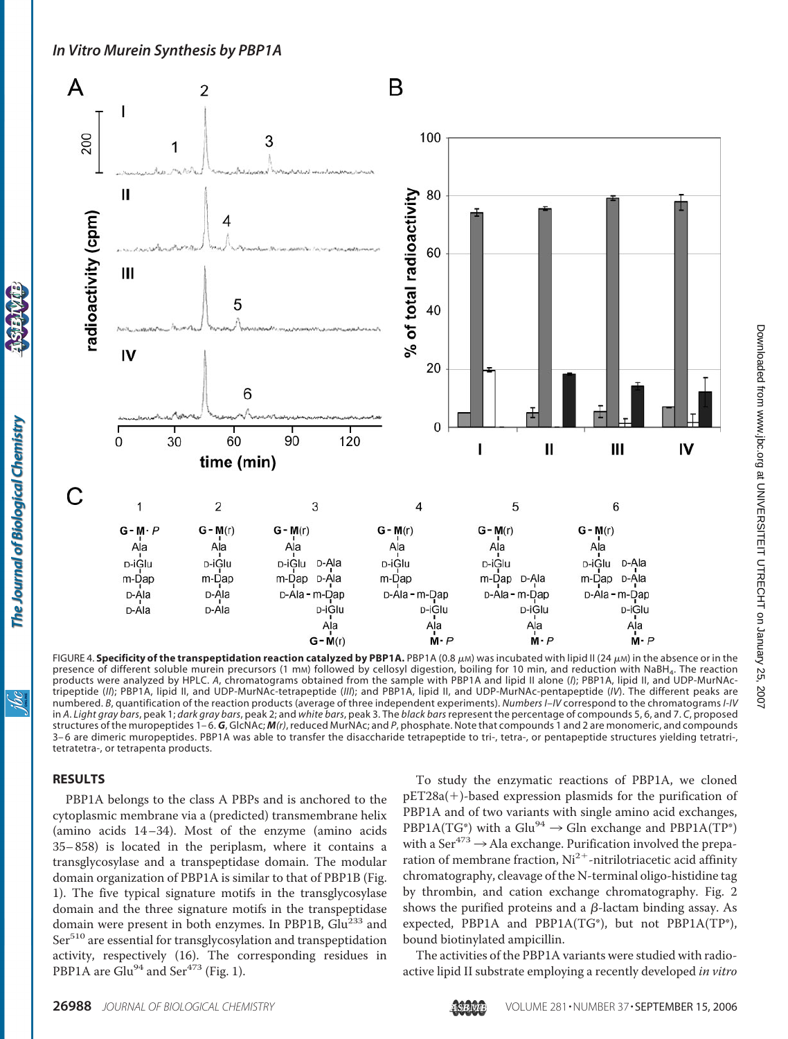FIGURE 4. **Specificity of the transpeptidation reaction catalyzed by PBP1A.** PBP1A (0.8 μM) was incubated with lipid II (24 μM) in the absence or in the presence of different soluble murein precursors (1 mM) followed by cellosyl digestion, boiling for 10 min, and reduction with $NaBH_4$. The reaction products were analyzed by HPLC. *A*, chromatograms obtained from the sample with PBP1A and lipid II alone (*I*); PBP1A, lipid II, and UDP-MurNAc-tripeptide (*II*); PBP1A, lipid II, and UDP-MurNAc-tetrapeptide (*III*); and PBP1A, lipid II, and UDP-MurNAc-pentapeptide (*IV*). The different peaks are numbered. *B*, quantification of the reaction products (average of three independent experiments). *Numbers I–IV* correspond to the chromatograms *I–IV* in *A*. *Light gray bars*, peak 1; *dark gray bars*, peak 2; and *white bars*, peak 3. The *black bars* represent the percentage of compounds 5, 6, and 7. *C*, proposed structures of the muropeptides 1–6. ***G***, GlcNAc; ***M(r)***, reduced MurNAc; and *P*, phosphate. Note that compounds 1 and 2 are monomeric, and compounds 3–6 are dimeric muropeptides. PBP1A was able to transfer the disaccharide tetrapeptide to tri-, tetra-, or pentapeptide structures yielding tetratri-, tetratetra-, or tetrapenta products.

## RESULTS

PBP1A belongs to the class A PBPs and is anchored to the cytoplasmic membrane via a (predicted) transmembrane helix (amino acids 14–34). Most of the enzyme (amino acids 35–858) is located in the periplasm, where it contains a transglycosylase and a transpeptidase domain. The modular domain organization of PBP1A is similar to that of PBP1B (Fig. 1). The five typical signature motifs in the transglycosylase domain and the three signature motifs in the transpeptidase domain were present in both enzymes. In PBP1B, $Glu^{233}$ and $Ser^{510}$ are essential for transglycosylation and transpeptidation activity, respectively (16). The corresponding residues in PBP1A are $Glu^{94}$ and $Ser^{473}$ (Fig. 1).

To study the enzymatic reactions of PBP1A, we cloned pET28a(+)-based expression plasmids for the purification of PBP1A and of two variants with single amino acid exchanges, PBP1A(TG*) with a $Glu^{94} \rightarrow$ Gln exchange and PBP1A(TP*) with a $Ser^{473} \rightarrow$ Ala exchange. Purification involved the preparation of membrane fraction, $Ni^{2+}$-nitrilotriacetic acid affinity chromatography, cleavage of the N-terminal oligo-histidine tag by thrombin, and cation exchange chromatography. Fig. 2 shows the purified proteins and a β-lactam binding assay. As expected, PBP1A and PBP1A(TG*), but not PBP1A(TP*), bound biotinylated ampicillin.

The activities of the PBP1A variants were studied with radioactive lipid II substrate employing a recently developed *in vitro*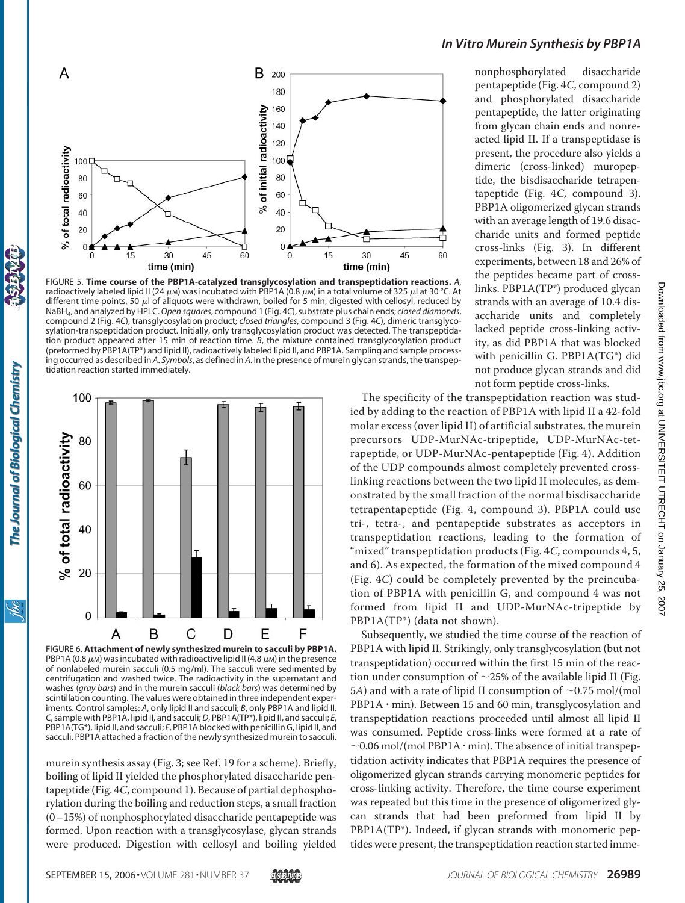FIGURE 5. **Time course of the PBP1A-catalyzed transglycosylation and transpeptidation reactions.** *A*, radioactively labeled lipid II (24 μM) was incubated with PBP1A (0.8 μM) in a total volume of 325 μl at 30 °C. At different time points, 50 μl of aliquots were withdrawn, boiled for 5 min, digested with cellosyl, reduced by $NaBH_4$, and analyzed by HPLC. *Open squares*, compound 1 (Fig. 4*C*), substrate plus chain ends; *closed diamonds*, compound 2 (Fig. 4*C*), transglycosylation product; *closed triangles*, compound 3 (Fig. 4*C*), dimeric transglycosylation-transpeptidation product. Initially, only transglycosylation product was detected. The transpeptidation product appeared after 15 min of reaction time. *B*, the mixture contained transglycosylation product (preformed by PBP1A(TP*) and lipid II), radioactively labeled lipid II, and PBP1A. Sampling and sample processing occurred as described in *A*. *Symbols*, as defined in *A*. In the presence of murein glycan strands, the transpeptidation reaction started immediately.

FIGURE 6. **Attachment of newly synthesized murein to sacculi by PBP1A.** PBP1A (0.8 μM) was incubated with radioactive lipid II (4.8 μM) in the presence of nonlabeled murein sacculi (0.5 mg/ml). The sacculi were sedimented by centrifugation and washed twice. The radioactivity in the supernatant and washes (*gray bars*) and in the murein sacculi (*black bars*) was determined by scintillation counting. The values were obtained in three independent experiments. Control samples: *A*, only lipid II and sacculi; *B*, only PBP1A and lipid II. *C*, sample with PBP1A, lipid II, and sacculi; *D*, PBP1A(TP*), lipid II, and sacculi; *E*, PBP1A(TG*), lipid II, and sacculi; *F*, PBP1A blocked with penicillin G, lipid II, and sacculi. PBP1A attached a fraction of the newly synthesized murein to sacculi.

murein synthesis assay (Fig. 3; see Ref. 19 for a scheme). Briefly, boiling of lipid II yielded the phosphorylated disaccharide pentapeptide (Fig. 4*C*, compound 1). Because of partial dephosphorylation during the boiling and reduction steps, a small fraction (0–15%) of nonphosphorylated disaccharide pentapeptide was formed. Upon reaction with a transglycosylase, glycan strands were produced. Digestion with cellosyl and boiling yielded nonphosphorylated disaccharide pentapeptide (Fig. 4*C*, compound 2) and phosphorylated disaccharide pentapeptide, the latter originating from glycan chain ends and nonreacted lipid II. If a transpeptidase is present, the procedure also yields a dimeric (cross-linked) muropeptide, the bisdisaccharide tetrapentapeptide (Fig. 4*C*, compound 3). PBP1A oligomerized glycan strands with an average length of 19.6 disaccharide units and formed peptide cross-links (Fig. 3). In different experiments, between 18 and 26% of the peptides became part of cross-links. PBP1A(TP*) produced glycan strands with an average of 10.4 disaccharide units and completely lacked peptide cross-linking activity, as did PBP1A that was blocked with penicillin G. PBP1A(TG*) did not produce glycan strands and did not form peptide cross-links.

The specificity of the transpeptidation reaction was studied by adding to the reaction of PBP1A with lipid II a 42-fold molar excess (over lipid II) of artificial substrates, the murein precursors UDP-MurNAc-tripeptide, UDP-MurNAc-tetrapeptide, or UDP-MurNAc-pentapeptide (Fig. 4). Addition of the UDP compounds almost completely prevented cross-linking reactions between the two lipid II molecules, as demonstrated by the small fraction of the normal bisdisaccharide tetrapentapeptide (Fig. 4, compound 3). PBP1A could use tri-, tetra-, and pentapeptide substrates as acceptors in transpeptidation reactions, leading to the formation of "mixed" transpeptidation products (Fig. 4*C*, compounds 4, 5, and 6). As expected, the formation of the mixed compound 4 (Fig. 4*C*) could be completely prevented by the preincubation of PBP1A with penicillin G, and compound 4 was not formed from lipid II and UDP-MurNAc-tripeptide by PBP1A(TP*) (data not shown).

Subsequently, we studied the time course of the reaction of PBP1A with lipid II. Strikingly, only transglycosylation (but not transpeptidation) occurred within the first 15 min of the reaction under consumption of ~25% of the available lipid II (Fig. 5*A*) and with a rate of lipid II consumption of ~0.75 mol/(mol PBP1A · min). Between 15 and 60 min, transglycosylation and transpeptidation reactions proceeded until almost all lipid II was consumed. Peptide cross-links were formed at a rate of ~0.06 mol/(mol PBP1A · min). The absence of initial transpeptidation activity indicates that PBP1A requires the presence of oligomerized glycan strands carrying monomeric peptides for cross-linking activity. Therefore, the time course experiment was repeated but this time in the presence of oligomerized glycan strands that had been preformed from lipid II by PBP1A(TP*). Indeed, if glycan strands with monomeric peptides were present, the transpeptidation reaction started imme-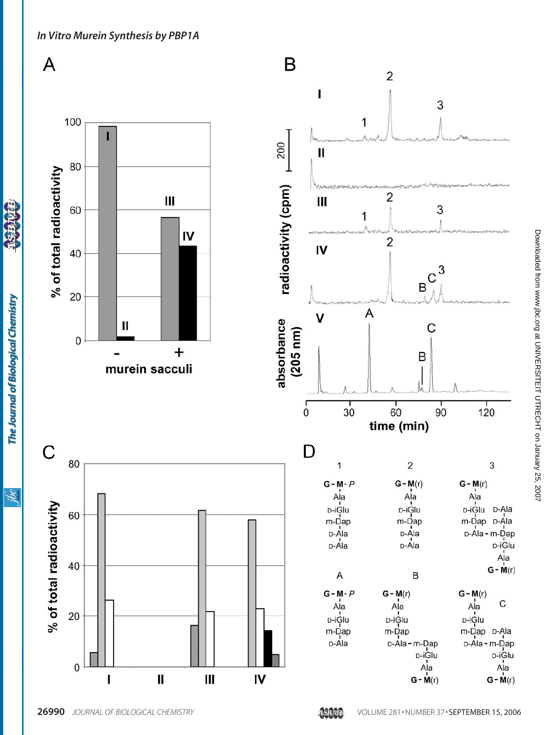A

% of total radioactivity

I, II, III, IV

murein sacculi: - / +

B

radioactivity (cpm)

200

I: peaks 1, 2, 3

II

III: peaks 1, 2, 3

IV: peaks 2, B, C, 3

V: peaks A, B, C

absorbance (205 nm)

time (min): 0, 30, 60, 90, 120

C

% of total radioactivity

I, II, III, IV

D

1

G - M - *P*
Ala
D-iGlu
m-Dap
D-Ala
D-Ala

2

G - M(r)
Ala
D-iGlu
m-Dap
D-Ala
D-Ala

3

G - M(r)
Ala
D-iGlu D-Ala
m-Dap D-Ala
D-Ala - m-Dap
D-iGlu
Ala
G - M(r)

A

G - M - *P*
Ala
D-iGlu
m-Dap
D-Ala

B

G - M(r)
Ala
D-iGlu
m-Dap
D-Ala - m-Dap
D-iGlu
Ala
G - M(r)

C

G - M(r)
Ala
D-iGlu
m-Dap D-Ala
D-Ala - m-Dap
D-iGlu
Ala
G - M(r)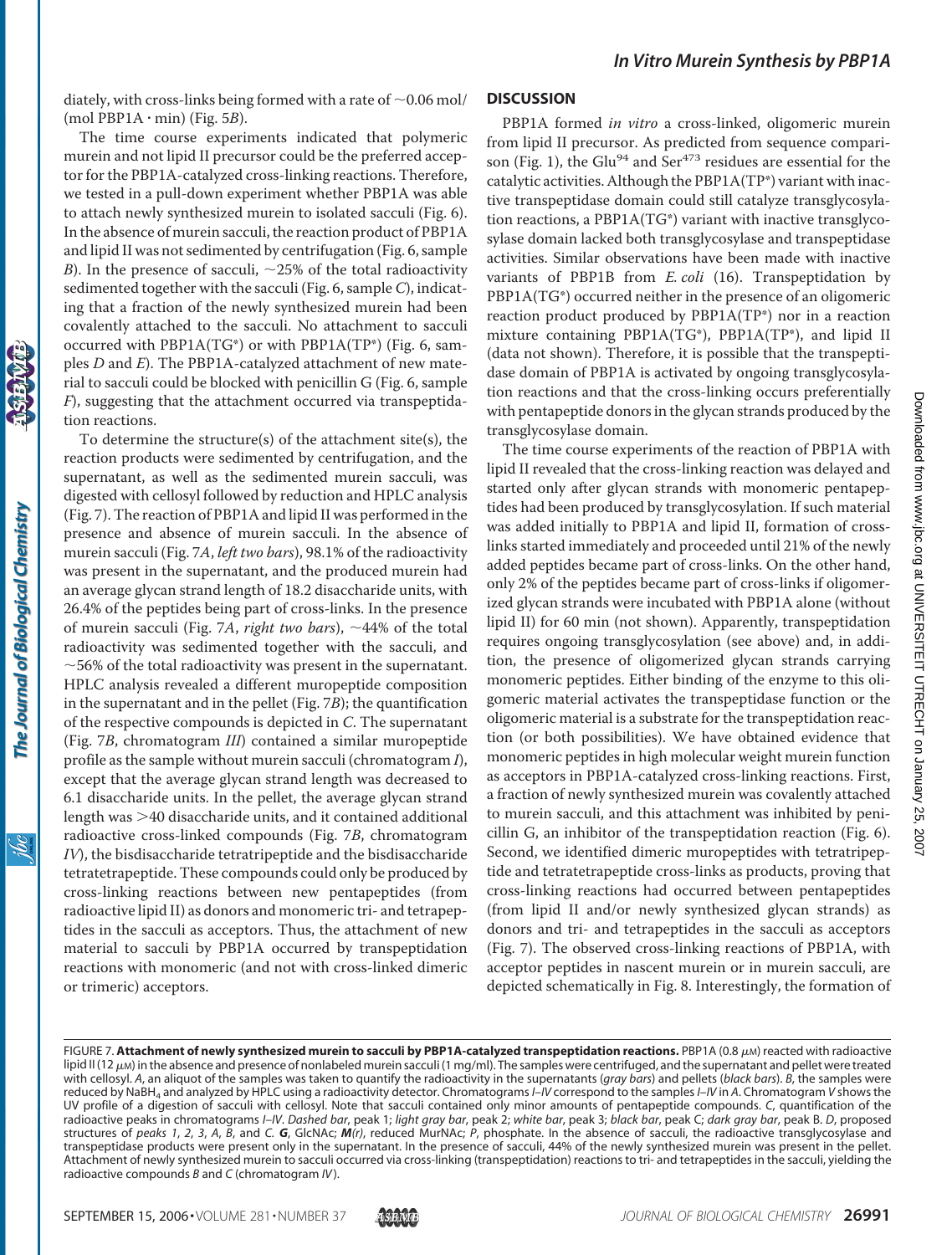diately, with cross-links being formed with a rate of ~0.06 mol/(mol PBP1A · min) (Fig. 5*B*).

The time course experiments indicated that polymeric murein and not lipid II precursor could be the preferred acceptor for the PBP1A-catalyzed cross-linking reactions. Therefore, we tested in a pull-down experiment whether PBP1A was able to attach newly synthesized murein to isolated sacculi (Fig. 6). In the absence of murein sacculi, the reaction product of PBP1A and lipid II was not sedimented by centrifugation (Fig. 6, sample *B*). In the presence of sacculi, ~25% of the total radioactivity sedimented together with the sacculi (Fig. 6, sample *C*), indicating that a fraction of the newly synthesized murein had been covalently attached to the sacculi. No attachment to sacculi occurred with PBP1A(TG*) or with PBP1A(TP*) (Fig. 6, samples *D* and *E*). The PBP1A-catalyzed attachment of new material to sacculi could be blocked with penicillin G (Fig. 6, sample *F*), suggesting that the attachment occurred via transpeptidation reactions.

To determine the structure(s) of the attachment site(s), the reaction products were sedimented by centrifugation, and the supernatant, as well as the sedimented murein sacculi, was digested with cellosyl followed by reduction and HPLC analysis (Fig. 7). The reaction of PBP1A and lipid II was performed in the presence and absence of murein sacculi. In the absence of murein sacculi (Fig. 7*A*, *left two bars*), 98.1% of the radioactivity was present in the supernatant, and the produced murein had an average glycan strand length of 18.2 disaccharide units, with 26.4% of the peptides being part of cross-links. In the presence of murein sacculi (Fig. 7*A*, *right two bars*), ~44% of the total radioactivity was sedimented together with the sacculi, and ~56% of the total radioactivity was present in the supernatant. HPLC analysis revealed a different muropeptide composition in the supernatant and in the pellet (Fig. 7*B*); the quantification of the respective compounds is depicted in *C*. The supernatant (Fig. 7*B*, chromatogram *III*) contained a similar muropeptide profile as the sample without murein sacculi (chromatogram *I*), except that the average glycan strand length was decreased to 6.1 disaccharide units. In the pellet, the average glycan strand length was >40 disaccharide units, and it contained additional radioactive cross-linked compounds (Fig. 7*B*, chromatogram *IV*), the bisdisaccharide tetratripeptide and the bisdisaccharide tetratetrapeptide. These compounds could only be produced by cross-linking reactions between new pentapeptides (from radioactive lipid II) as donors and monomeric tri- and tetrapeptides in the sacculi as acceptors. Thus, the attachment of new material to sacculi by PBP1A occurred by transpeptidation reactions with monomeric (and not with cross-linked dimeric or trimeric) acceptors.

## DISCUSSION

PBP1A formed *in vitro* a cross-linked, oligomeric murein from lipid II precursor. As predicted from sequence comparison (Fig. 1), the Glu[94] and Ser[473] residues are essential for the catalytic activities. Although the PBP1A(TP*) variant with inactive transpeptidase domain could still catalyze transglycosylation reactions, a PBP1A(TG*) variant with inactive transglycosylase domain lacked both transglycosylase and transpeptidase activities. Similar observations have been made with inactive variants of PBP1B from *E. coli* (16). Transpeptidation by PBP1A(TG*) occurred neither in the presence of an oligomeric reaction product produced by PBP1A(TP*) nor in a reaction mixture containing PBP1A(TG*), PBP1A(TP*), and lipid II (data not shown). Therefore, it is possible that the transpeptidase domain of PBP1A is activated by ongoing transglycosylation reactions and that the cross-linking occurs preferentially with pentapeptide donors in the glycan strands produced by the transglycosylase domain.

The time course experiments of the reaction of PBP1A with lipid II revealed that the cross-linking reaction was delayed and started only after glycan strands with monomeric pentapeptides had been produced by transglycosylation. If such material was added initially to PBP1A and lipid II, formation of cross-links started immediately and proceeded until 21% of the newly added peptides became part of cross-links. On the other hand, only 2% of the peptides became part of cross-links if oligomerized glycan strands were incubated with PBP1A alone (without lipid II) for 60 min (not shown). Apparently, transpeptidation requires ongoing transglycosylation (see above) and, in addition, the presence of oligomerized glycan strands carrying monomeric peptides. Either binding of the enzyme to this oligomeric material activates the transpeptidase function or the oligomeric material is a substrate for the transpeptidation reaction (or both possibilities). We have obtained evidence that monomeric peptides in high molecular weight murein function as acceptors in PBP1A-catalyzed cross-linking reactions. First, a fraction of newly synthesized murein was covalently attached to murein sacculi, and this attachment was inhibited by penicillin G, an inhibitor of the transpeptidation reaction (Fig. 6). Second, we identified dimeric muropeptides with tetratripeptide and tetratetrapeptide cross-links as products, proving that cross-linking reactions had occurred between pentapeptides (from lipid II and/or newly synthesized glycan strands) as donors and tri- and tetrapeptides in the sacculi as acceptors (Fig. 7). The observed cross-linking reactions of PBP1A, with acceptor peptides in nascent murein or in murein sacculi, are depicted schematically in Fig. 8. Interestingly, the formation of

FIGURE 7. **Attachment of newly synthesized murein to sacculi by PBP1A-catalyzed transpeptidation reactions.** PBP1A (0.8 μM) reacted with radioactive lipid II (12 μM) in the absence and presence of nonlabeled murein sacculi (1 mg/ml). The samples were centrifuged, and the supernatant and pellet were treated with cellosyl. *A*, an aliquot of the samples was taken to quantify the radioactivity in the supernatants (*gray bars*) and pellets (*black bars*). *B*, the samples were reduced by $NaBH_4$ and analyzed by HPLC using a radioactivity detector. Chromatograms *I–IV* correspond to the samples *I–IV* in *A*. Chromatogram *V* shows the UV profile of a digestion of sacculi with cellosyl. Note that sacculi contained only minor amounts of pentapeptide compounds. *C*, quantification of the radioactive peaks in chromatograms *I–IV*. *Dashed bar*, peak 1; *light gray bar*, peak 2; *white bar*, peak 3; *black bar*, peak C; *dark gray bar*, peak B. *D*, proposed structures of *peaks 1*, *2*, *3*, *A*, *B*, and *C*. ***G***, GlcNAc; ***M****(r)*, reduced MurNAc; *P*, phosphate. In the absence of sacculi, the radioactive transglycosylase and transpeptidase products were present only in the supernatant. In the presence of sacculi, 44% of the newly synthesized murein was present in the pellet. Attachment of newly synthesized murein to sacculi occurred via cross-linking (transpeptidation) reactions to tri- and tetrapeptides in the sacculi, yielding the radioactive compounds *B* and *C* (chromatogram *IV*).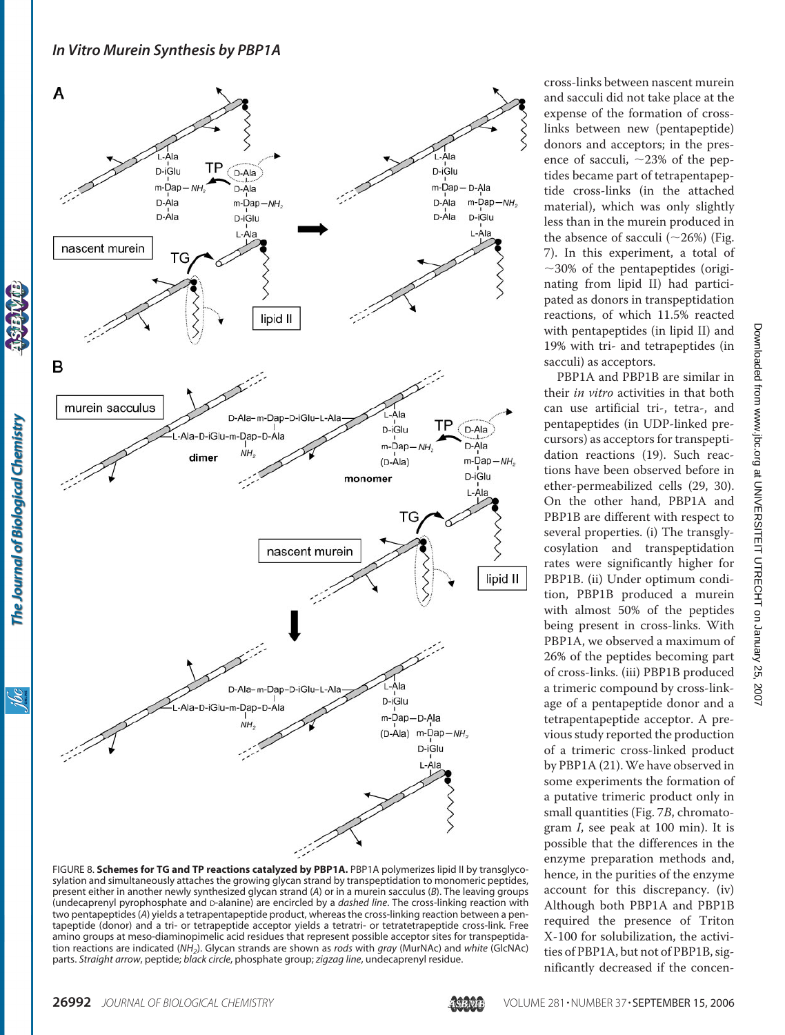FIGURE 8. **Schemes for TG and TP reactions catalyzed by PBP1A.** PBP1A polymerizes lipid II by transglycosylation and simultaneously attaches the growing glycan strand by transpeptidation to monomeric peptides, present either in another newly synthesized glycan strand (*A*) or in a murein sacculus (*B*). The leaving groups (undecaprenyl pyrophosphate and D-alanine) are encircled by a *dashed line*. The cross-linking reaction with two pentapeptides (*A*) yields a tetrapentapeptide product, whereas the cross-linking reaction between a pentapeptide (donor) and a tri- or tetrapeptide acceptor yields a tetratri- or tetratetrapeptide cross-link. Free amino groups at meso-diaminopimelic acid residues that represent possible acceptor sites for transpeptidation reaction are indicated ($NH_2$). Glycan strands are shown as *rods* with *gray* (MurNAc) and *white* (GlcNAc) parts. *Straight arrow*, peptide; *black circle*, phosphate group; *zigzag line*, undecaprenyl residue.

cross-links between nascent murein and sacculi did not take place at the expense of the formation of cross-links between new (pentapeptide) donors and acceptors; in the presence of sacculi, ~23% of the peptides became part of tetrapentapeptide cross-links (in the attached material), which was only slightly less than in the murein produced in the absence of sacculi (~26%) (Fig. 7). In this experiment, a total of ~30% of the pentapeptides (originating from lipid II) had participated as donors in transpeptidation reactions, of which 11.5% reacted with pentapeptides (in lipid II) and 19% with tri- and tetrapeptides (in sacculi) as acceptors.

PBP1A and PBP1B are similar in their *in vitro* activities in that both can use artificial tri-, tetra-, and pentapeptides (in UDP-linked precursors) as acceptors for transpeptidation reactions (19). Such reactions have been observed before in ether-permeabilized cells (29, 30). On the other hand, PBP1A and PBP1B are different with respect to several properties. (i) The transglycosylation and transpeptidation rates were significantly higher for PBP1B. (ii) Under optimum condition, PBP1B produced a murein with almost 50% of the peptides being present in cross-links. With PBP1A, we observed a maximum of 26% of the peptides becoming part of cross-links. (iii) PBP1B produced a trimeric compound by cross-linkage of a pentapeptide donor and a tetrapentapeptide acceptor. A previous study reported the production of a trimeric cross-linked product by PBP1A (21). We have observed in some experiments the formation of a putative trimeric product only in small quantities (Fig. 7*B*, chromatogram *I*, see peak at 100 min). It is possible that the differences in the enzyme preparation methods and, hence, in the purities of the enzyme account for this discrepancy. (iv) Although both PBP1A and PBP1B required the presence of Triton X-100 for solubilization, the activities of PBP1A, but not of PBP1B, significantly decreased if the concen-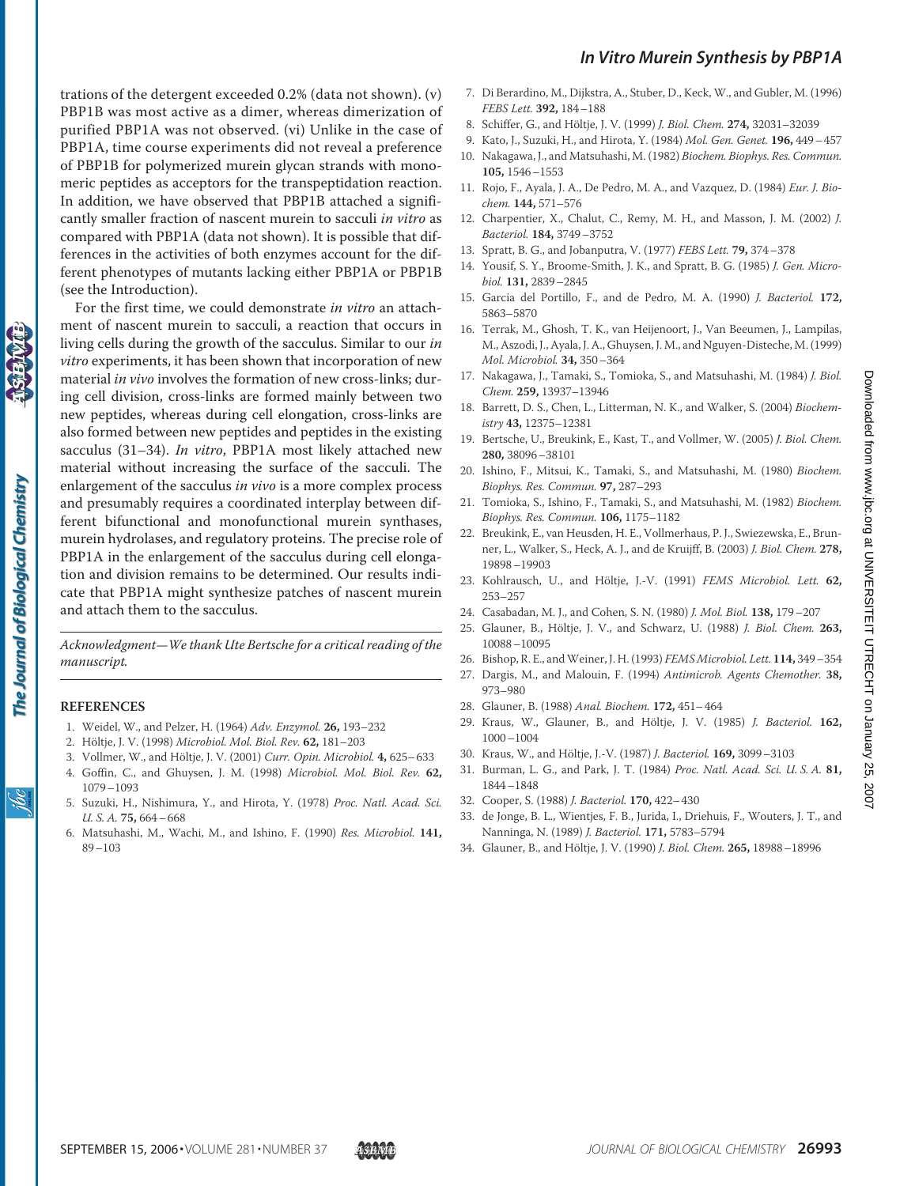trations of the detergent exceeded 0.2% (data not shown). (v) PBP1B was most active as a dimer, whereas dimerization of purified PBP1A was not observed. (vi) Unlike in the case of PBP1A, time course experiments did not reveal a preference of PBP1B for polymerized murein glycan strands with monomeric peptides as acceptors for the transpeptidation reaction. In addition, we have observed that PBP1B attached a significantly smaller fraction of nascent murein to sacculi *in vitro* as compared with PBP1A (data not shown). It is possible that differences in the activities of both enzymes account for the different phenotypes of mutants lacking either PBP1A or PBP1B (see the Introduction).

For the first time, we could demonstrate *in vitro* an attachment of nascent murein to sacculi, a reaction that occurs in living cells during the growth of the sacculus. Similar to our *in vitro* experiments, it has been shown that incorporation of new material *in vivo* involves the formation of new cross-links; during cell division, cross-links are formed mainly between two new peptides, whereas during cell elongation, cross-links are also formed between new peptides and peptides in the existing sacculus (31–34). *In vitro*, PBP1A most likely attached new material without increasing the surface of the sacculi. The enlargement of the sacculus *in vivo* is a more complex process and presumably requires a coordinated interplay between different bifunctional and monofunctional murein synthases, murein hydrolases, and regulatory proteins. The precise role of PBP1A in the enlargement of the sacculus during cell elongation and division remains to be determined. Our results indicate that PBP1A might synthesize patches of nascent murein and attach them to the sacculus.

*Acknowledgment—We thank Ute Bertsche for a critical reading of the manuscript.*

## REFERENCES

1. Weidel, W., and Pelzer, H. (1964) *Adv. Enzymol.* **26,** 193–232
2. Höltje, J. V. (1998) *Microbiol. Mol. Biol. Rev.* **62,** 181–203
3. Vollmer, W., and Höltje, J. V. (2001) *Curr. Opin. Microbiol.* **4,** 625–633
4. Goffin, C., and Ghuysen, J. M. (1998) *Microbiol. Mol. Biol. Rev.* **62,** 1079–1093
5. Suzuki, H., Nishimura, Y., and Hirota, Y. (1978) *Proc. Natl. Acad. Sci. U. S. A.* **75,** 664–668
6. Matsuhashi, M., Wachi, M., and Ishino, F. (1990) *Res. Microbiol.* **141,** 89–103
7. Di Berardino, M., Dijkstra, A., Stuber, D., Keck, W., and Gubler, M. (1996) *FEBS Lett.* **392,** 184–188
8. Schiffer, G., and Höltje, J. V. (1999) *J. Biol. Chem.* **274,** 32031–32039
9. Kato, J., Suzuki, H., and Hirota, Y. (1984) *Mol. Gen. Genet.* **196,** 449–457
10. Nakagawa, J., and Matsuhashi, M. (1982) *Biochem. Biophys. Res. Commun.* **105,** 1546–1553
11. Rojo, F., Ayala, J. A., De Pedro, M. A., and Vazquez, D. (1984) *Eur. J. Biochem.* **144,** 571–576
12. Charpentier, X., Chalut, C., Remy, M. H., and Masson, J. M. (2002) *J. Bacteriol.* **184,** 3749–3752
13. Spratt, B. G., and Jobanputra, V. (1977) *FEBS Lett.* **79,** 374–378
14. Yousif, S. Y., Broome-Smith, J. K., and Spratt, B. G. (1985) *J. Gen. Microbiol.* **131,** 2839–2845
15. Garcia del Portillo, F., and de Pedro, M. A. (1990) *J. Bacteriol.* **172,** 5863–5870
16. Terrak, M., Ghosh, T. K., van Heijenoort, J., Van Beeumen, J., Lampilas, M., Aszodi, J., Ayala, J. A., Ghuysen, J. M., and Nguyen-Disteche, M. (1999) *Mol. Microbiol.* **34,** 350–364
17. Nakagawa, J., Tamaki, S., Tomioka, S., and Matsuhashi, M. (1984) *J. Biol. Chem.* **259,** 13937–13946
18. Barrett, D. S., Chen, L., Litterman, N. K., and Walker, S. (2004) *Biochemistry* **43,** 12375–12381
19. Bertsche, U., Breukink, E., Kast, T., and Vollmer, W. (2005) *J. Biol. Chem.* **280,** 38096–38101
20. Ishino, F., Mitsui, K., Tamaki, S., and Matsuhashi, M. (1980) *Biochem. Biophys. Res. Commun.* **97,** 287–293
21. Tomioka, S., Ishino, F., Tamaki, S., and Matsuhashi, M. (1982) *Biochem. Biophys. Res. Commun.* **106,** 1175–1182
22. Breukink, E., van Heusden, H. E., Vollmerhaus, P. J., Swiezewska, E., Brunner, L., Walker, S., Heck, A. J., and de Kruijff, B. (2003) *J. Biol. Chem.* **278,** 19898–19903
23. Kohlrausch, U., and Höltje, J.-V. (1991) *FEMS Microbiol. Lett.* **62,** 253–257
24. Casabadan, M. J., and Cohen, S. N. (1980) *J. Mol. Biol.* **138,** 179–207
25. Glauner, B., Höltje, J. V., and Schwarz, U. (1988) *J. Biol. Chem.* **263,** 10088–10095
26. Bishop, R. E., and Weiner, J. H. (1993) *FEMS Microbiol. Lett.* **114,** 349–354
27. Dargis, M., and Malouin, F. (1994) *Antimicrob. Agents Chemother.* **38,** 973–980
28. Glauner, B. (1988) *Anal. Biochem.* **172,** 451–464
29. Kraus, W., Glauner, B., and Höltje, J. V. (1985) *J. Bacteriol.* **162,** 1000–1004
30. Kraus, W., and Höltje, J.-V. (1987) *J. Bacteriol.* **169,** 3099–3103
31. Burman, L. G., and Park, J. T. (1984) *Proc. Natl. Acad. Sci. U. S. A.* **81,** 1844–1848
32. Cooper, S. (1988) *J. Bacteriol.* **170,** 422–430
33. de Jonge, B. L., Wientjes, F. B., Jurida, I., Driehuis, F., Wouters, J. T., and Nanninga, N. (1989) *J. Bacteriol.* **171,** 5783–5794
34. Glauner, B., and Höltje, J. V. (1990) *J. Biol. Chem.* **265,** 18988–18996